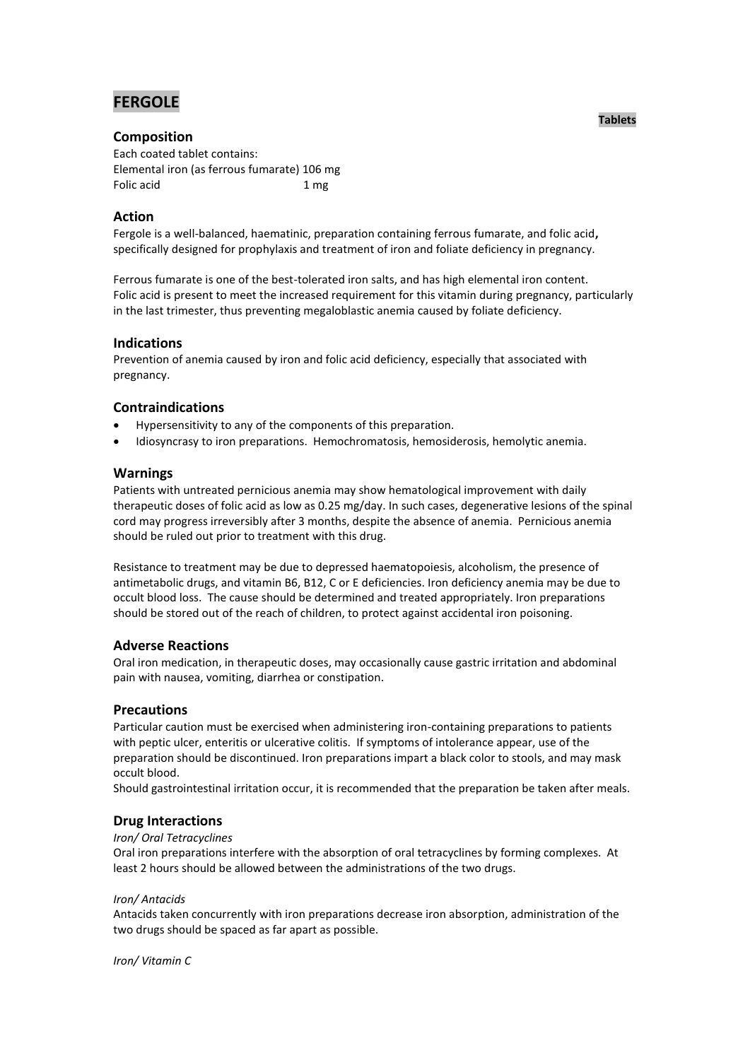# FERGOLE

**Tablets**

## Composition

Each coated tablet contains:
Elemental iron (as ferrous fumarate) 106 mg
Folic acid 1 mg

## Action

Fergole is a well-balanced, haematinic, preparation containing ferrous fumarate, and folic acid**,** specifically designed for prophylaxis and treatment of iron and foliate deficiency in pregnancy.

Ferrous fumarate is one of the best-tolerated iron salts, and has high elemental iron content.
Folic acid is present to meet the increased requirement for this vitamin during pregnancy, particularly in the last trimester, thus preventing megaloblastic anemia caused by foliate deficiency.

## Indications

Prevention of anemia caused by iron and folic acid deficiency, especially that associated with pregnancy.

## Contraindications

- Hypersensitivity to any of the components of this preparation.
- Idiosyncrasy to iron preparations. Hemochromatosis, hemosiderosis, hemolytic anemia.

## Warnings

Patients with untreated pernicious anemia may show hematological improvement with daily therapeutic doses of folic acid as low as 0.25 mg/day. In such cases, degenerative lesions of the spinal cord may progress irreversibly after 3 months, despite the absence of anemia. Pernicious anemia should be ruled out prior to treatment with this drug.

Resistance to treatment may be due to depressed haematopoiesis, alcoholism, the presence of antimetabolic drugs, and vitamin B6, B12, C or E deficiencies. Iron deficiency anemia may be due to occult blood loss. The cause should be determined and treated appropriately. Iron preparations should be stored out of the reach of children, to protect against accidental iron poisoning.

## Adverse Reactions

Oral iron medication, in therapeutic doses, may occasionally cause gastric irritation and abdominal pain with nausea, vomiting, diarrhea or constipation.

## Precautions

Particular caution must be exercised when administering iron-containing preparations to patients with peptic ulcer, enteritis or ulcerative colitis. If symptoms of intolerance appear, use of the preparation should be discontinued. Iron preparations impart a black color to stools, and may mask occult blood.
Should gastrointestinal irritation occur, it is recommended that the preparation be taken after meals.

## Drug Interactions

*Iron/ Oral Tetracyclines*

Oral iron preparations interfere with the absorption of oral tetracyclines by forming complexes. At least 2 hours should be allowed between the administrations of the two drugs.

*Iron/ Antacids*

Antacids taken concurrently with iron preparations decrease iron absorption, administration of the two drugs should be spaced as far apart as possible.

*Iron/ Vitamin C*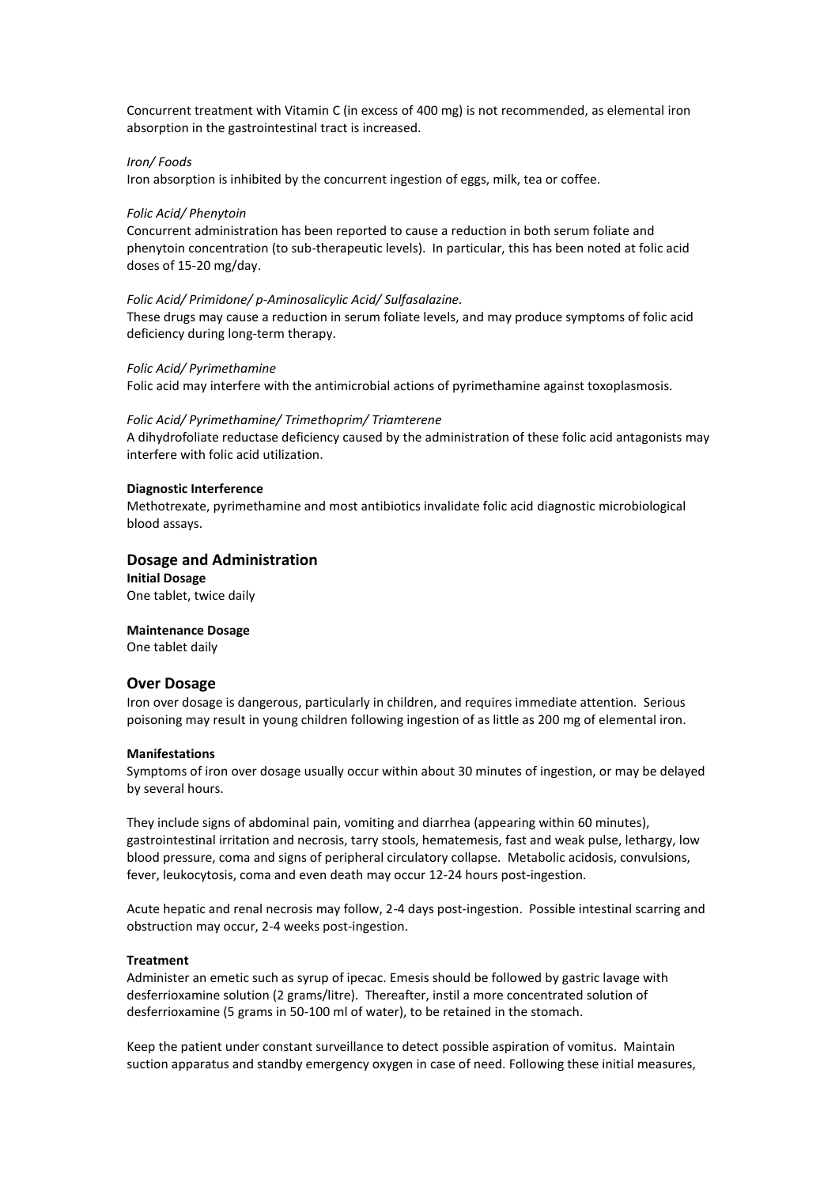Concurrent treatment with Vitamin C (in excess of 400 mg) is not recommended, as elemental iron absorption in the gastrointestinal tract is increased.

*Iron/ Foods*
Iron absorption is inhibited by the concurrent ingestion of eggs, milk, tea or coffee.

*Folic Acid/ Phenytoin*
Concurrent administration has been reported to cause a reduction in both serum foliate and phenytoin concentration (to sub-therapeutic levels). In particular, this has been noted at folic acid doses of 15-20 mg/day.

*Folic Acid/ Primidone/ p-Aminosalicylic Acid/ Sulfasalazine.*
These drugs may cause a reduction in serum foliate levels, and may produce symptoms of folic acid deficiency during long-term therapy.

*Folic Acid/ Pyrimethamine*
Folic acid may interfere with the antimicrobial actions of pyrimethamine against toxoplasmosis.

*Folic Acid/ Pyrimethamine/ Trimethoprim/ Triamterene*
A dihydrofoliate reductase deficiency caused by the administration of these folic acid antagonists may interfere with folic acid utilization.

**Diagnostic Interference**
Methotrexate, pyrimethamine and most antibiotics invalidate folic acid diagnostic microbiological blood assays.

## Dosage and Administration

**Initial Dosage**
One tablet, twice daily

**Maintenance Dosage**
One tablet daily

## Over Dosage

Iron over dosage is dangerous, particularly in children, and requires immediate attention. Serious poisoning may result in young children following ingestion of as little as 200 mg of elemental iron.

**Manifestations**
Symptoms of iron over dosage usually occur within about 30 minutes of ingestion, or may be delayed by several hours.

They include signs of abdominal pain, vomiting and diarrhea (appearing within 60 minutes), gastrointestinal irritation and necrosis, tarry stools, hematemesis, fast and weak pulse, lethargy, low blood pressure, coma and signs of peripheral circulatory collapse. Metabolic acidosis, convulsions, fever, leukocytosis, coma and even death may occur 12-24 hours post-ingestion.

Acute hepatic and renal necrosis may follow, 2-4 days post-ingestion. Possible intestinal scarring and obstruction may occur, 2-4 weeks post-ingestion.

**Treatment**
Administer an emetic such as syrup of ipecac. Emesis should be followed by gastric lavage with desferrioxamine solution (2 grams/litre). Thereafter, instil a more concentrated solution of desferrioxamine (5 grams in 50-100 ml of water), to be retained in the stomach.

Keep the patient under constant surveillance to detect possible aspiration of vomitus. Maintain suction apparatus and standby emergency oxygen in case of need. Following these initial measures,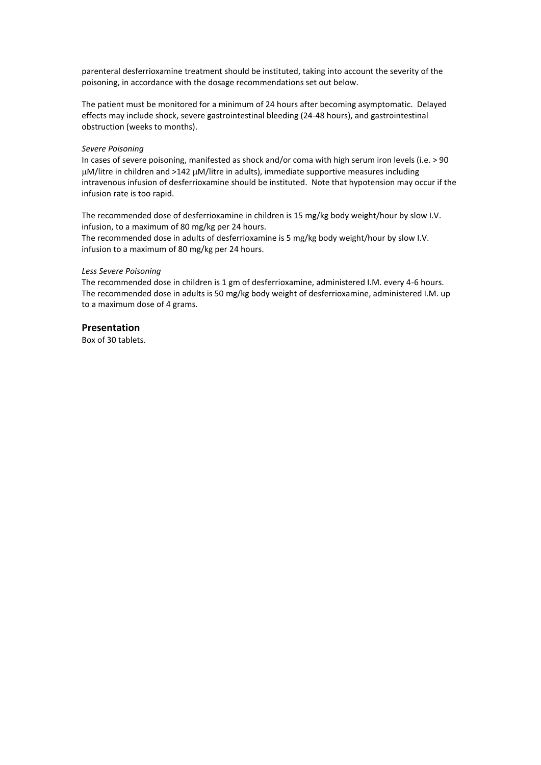parenteral desferrioxamine treatment should be instituted, taking into account the severity of the poisoning, in accordance with the dosage recommendations set out below.

The patient must be monitored for a minimum of 24 hours after becoming asymptomatic. Delayed effects may include shock, severe gastrointestinal bleeding (24-48 hours), and gastrointestinal obstruction (weeks to months).

*Severe Poisoning*

In cases of severe poisoning, manifested as shock and/or coma with high serum iron levels (i.e. > 90 μM/litre in children and >142 μM/litre in adults), immediate supportive measures including intravenous infusion of desferrioxamine should be instituted. Note that hypotension may occur if the infusion rate is too rapid.

The recommended dose of desferrioxamine in children is 15 mg/kg body weight/hour by slow I.V. infusion, to a maximum of 80 mg/kg per 24 hours.

The recommended dose in adults of desferrioxamine is 5 mg/kg body weight/hour by slow I.V. infusion to a maximum of 80 mg/kg per 24 hours.

*Less Severe Poisoning*

The recommended dose in children is 1 gm of desferrioxamine, administered I.M. every 4-6 hours.

The recommended dose in adults is 50 mg/kg body weight of desferrioxamine, administered I.M. up to a maximum dose of 4 grams.

## Presentation

Box of 30 tablets.